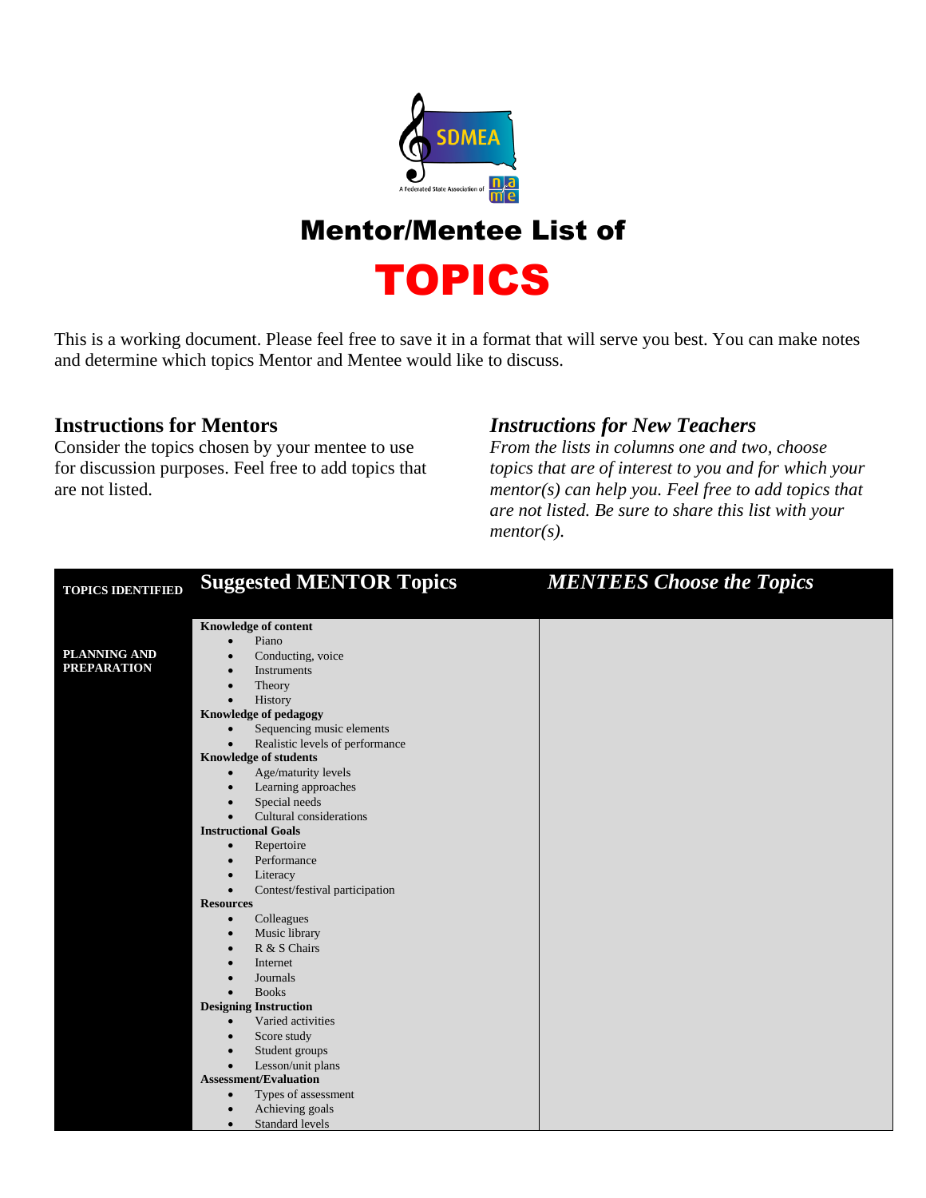# Mentor/Mentee List of

# TOPICS

This is a working document. Please feel free to save it in a format that will serve you best. You can make notes and determine which topics Mentor and Mentee would like to discuss.

## Instructions for Mentors

Consider the topics chosen by your mentee to use for discussion purposes. Feel free to add topics that are not listed.

## *Instructions for New Teachers*

*From the lists in columns one and two, choose topics that are of interest to you and for which your mentor(s) can help you. Feel free to add topics that are not listed. Be sure to share this list with your mentor(s).*

| TOPICS IDENTIFIED | Suggested MENTOR Topics | *MENTEES Choose the Topics* |
|---|---|---|
| **PLANNING AND PREPARATION** | **Knowledge of content**<br>• Piano<br>• Conducting, voice<br>• Instruments<br>• Theory<br>• History<br>**Knowledge of pedagogy**<br>• Sequencing music elements<br>• Realistic levels of performance<br>**Knowledge of students**<br>• Age/maturity levels<br>• Learning approaches<br>• Special needs<br>• Cultural considerations<br>**Instructional Goals**<br>• Repertoire<br>• Performance<br>• Literacy<br>• Contest/festival participation<br>**Resources**<br>• Colleagues<br>• Music library<br>• R & S Chairs<br>• Internet<br>• Journals<br>• Books<br>**Designing Instruction**<br>• Varied activities<br>• Score study<br>• Student groups<br>• Lesson/unit plans<br>**Assessment/Evaluation**<br>• Types of assessment<br>• Achieving goals<br>• Standard levels | |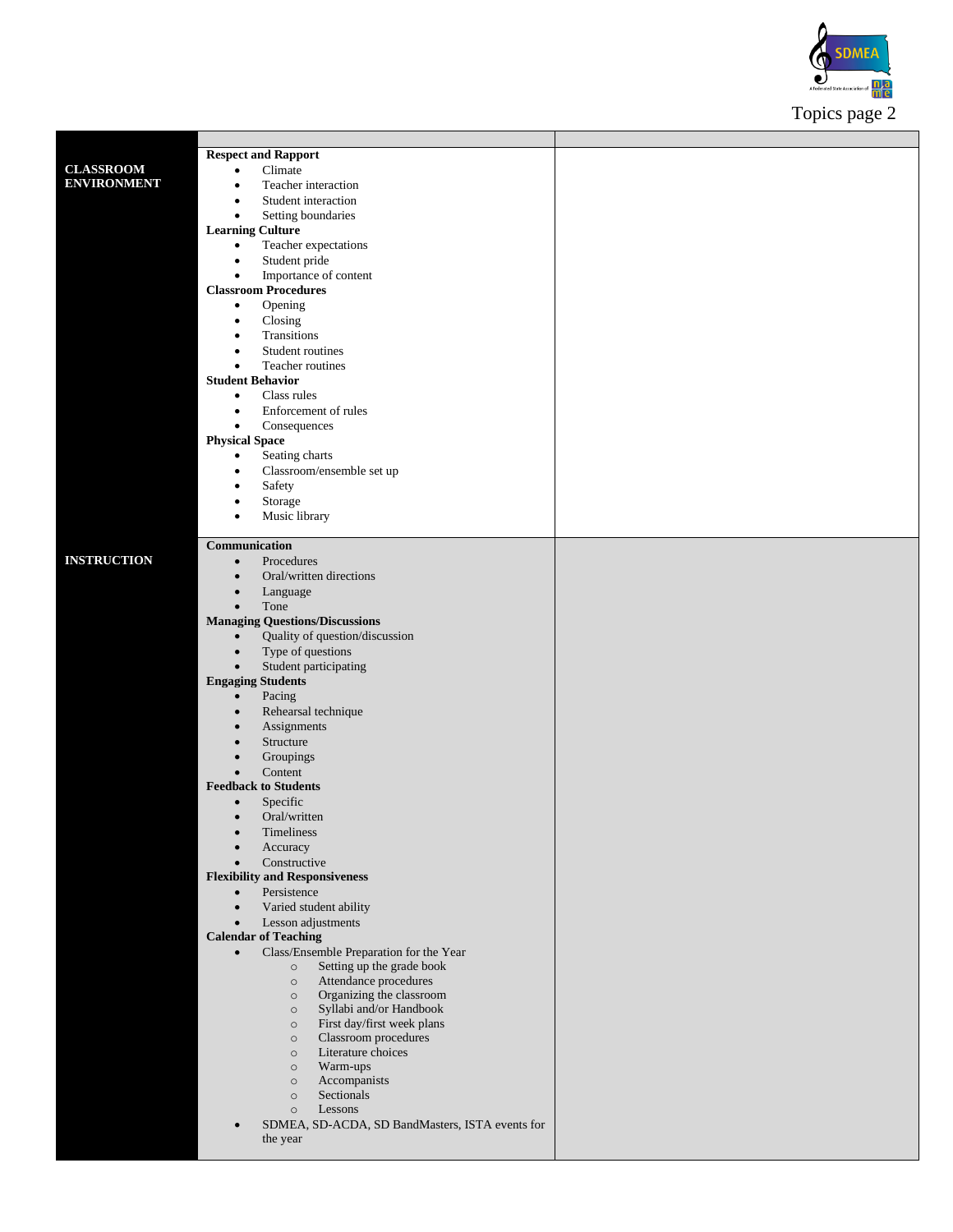Topics page 2

| | | |
|---|---|---|
| **CLASSROOM ENVIRONMENT** | **Respect and Rapport**<br>• Climate<br>• Teacher interaction<br>• Student interaction<br>• Setting boundaries<br>**Learning Culture**<br>• Teacher expectations<br>• Student pride<br>• Importance of content<br>**Classroom Procedures**<br>• Opening<br>• Closing<br>• Transitions<br>• Student routines<br>• Teacher routines<br>**Student Behavior**<br>• Class rules<br>• Enforcement of rules<br>• Consequences<br>**Physical Space**<br>• Seating charts<br>• Classroom/ensemble set up<br>• Safety<br>• Storage<br>• Music library | |
| **INSTRUCTION** | **Communication**<br>• Procedures<br>• Oral/written directions<br>• Language<br>• Tone<br>**Managing Questions/Discussions**<br>• Quality of question/discussion<br>• Type of questions<br>• Student participating<br>**Engaging Students**<br>• Pacing<br>• Rehearsal technique<br>• Assignments<br>• Structure<br>• Groupings<br>• Content<br>**Feedback to Students**<br>• Specific<br>• Oral/written<br>• Timeliness<br>• Accuracy<br>• Constructive<br>**Flexibility and Responsiveness**<br>• Persistence<br>• Varied student ability<br>• Lesson adjustments<br>**Calendar of Teaching**<br>• Class/Ensemble Preparation for the Year<br>&nbsp;&nbsp;&nbsp;&nbsp;○ Setting up the grade book<br>&nbsp;&nbsp;&nbsp;&nbsp;○ Attendance procedures<br>&nbsp;&nbsp;&nbsp;&nbsp;○ Organizing the classroom<br>&nbsp;&nbsp;&nbsp;&nbsp;○ Syllabi and/or Handbook<br>&nbsp;&nbsp;&nbsp;&nbsp;○ First day/first week plans<br>&nbsp;&nbsp;&nbsp;&nbsp;○ Classroom procedures<br>&nbsp;&nbsp;&nbsp;&nbsp;○ Literature choices<br>&nbsp;&nbsp;&nbsp;&nbsp;○ Warm-ups<br>&nbsp;&nbsp;&nbsp;&nbsp;○ Accompanists<br>&nbsp;&nbsp;&nbsp;&nbsp;○ Sectionals<br>&nbsp;&nbsp;&nbsp;&nbsp;○ Lessons<br>• SDMEA, SD-ACDA, SD BandMasters, ISTA events for the year | |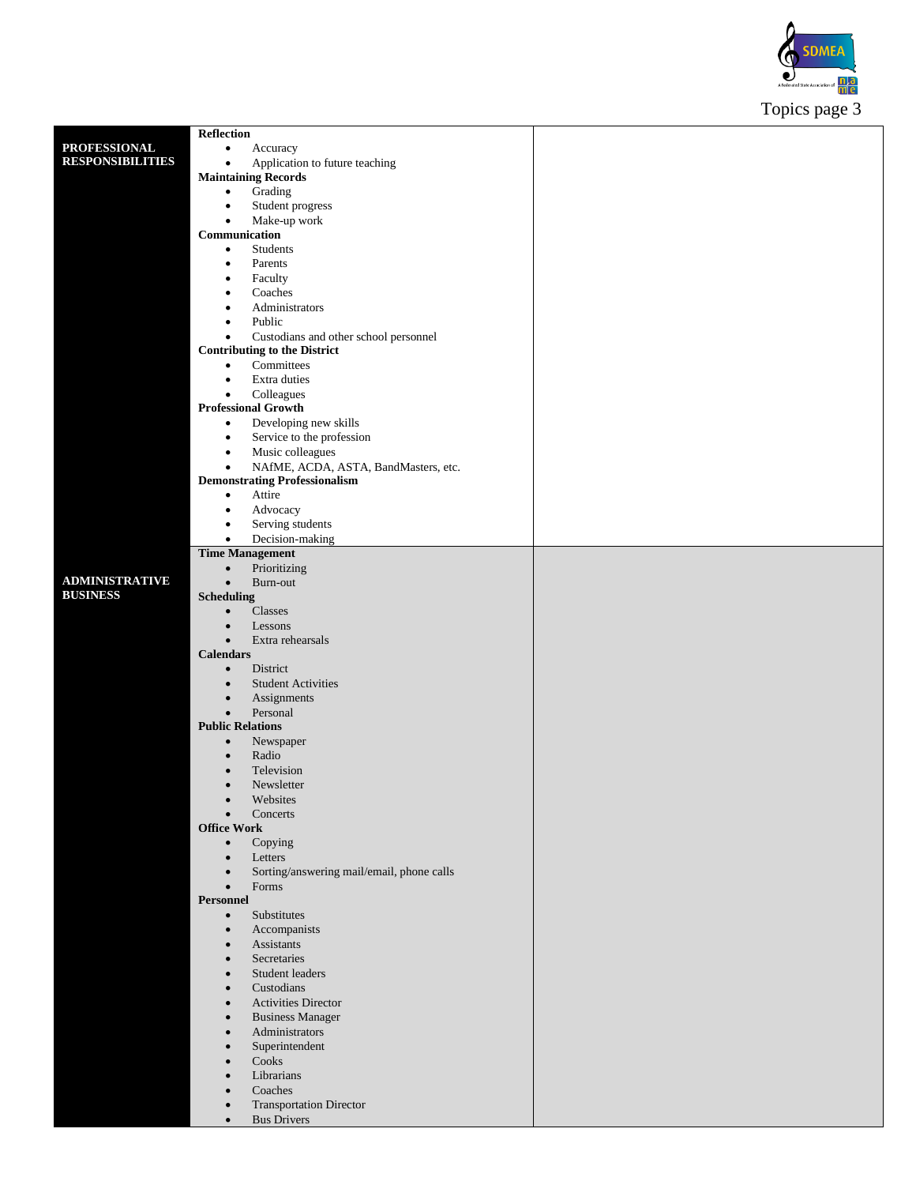Topics page 3

| | | |
|---|---|---|
| **PROFESSIONAL RESPONSIBILITIES** | **Reflection**<br>• Accuracy<br>• Application to future teaching<br>**Maintaining Records**<br>• Grading<br>• Student progress<br>• Make-up work<br>**Communication**<br>• Students<br>• Parents<br>• Faculty<br>• Coaches<br>• Administrators<br>• Public<br>• Custodians and other school personnel<br>**Contributing to the District**<br>• Committees<br>• Extra duties<br>• Colleagues<br>**Professional Growth**<br>• Developing new skills<br>• Service to the profession<br>• Music colleagues<br>• NAfME, ACDA, ASTA, BandMasters, etc.<br>**Demonstrating Professionalism**<br>• Attire<br>• Advocacy<br>• Serving students<br>• Decision-making | |
| **ADMINISTRATIVE BUSINESS** | **Time Management**<br>• Prioritizing<br>• Burn-out<br>**Scheduling**<br>• Classes<br>• Lessons<br>• Extra rehearsals<br>**Calendars**<br>• District<br>• Student Activities<br>• Assignments<br>• Personal<br>**Public Relations**<br>• Newspaper<br>• Radio<br>• Television<br>• Newsletter<br>• Websites<br>• Concerts<br>**Office Work**<br>• Copying<br>• Letters<br>• Sorting/answering mail/email, phone calls<br>• Forms<br>**Personnel**<br>• Substitutes<br>• Accompanists<br>• Assistants<br>• Secretaries<br>• Student leaders<br>• Custodians<br>• Activities Director<br>• Business Manager<br>• Administrators<br>• Superintendent<br>• Cooks<br>• Librarians<br>• Coaches<br>• Transportation Director<br>• Bus Drivers | |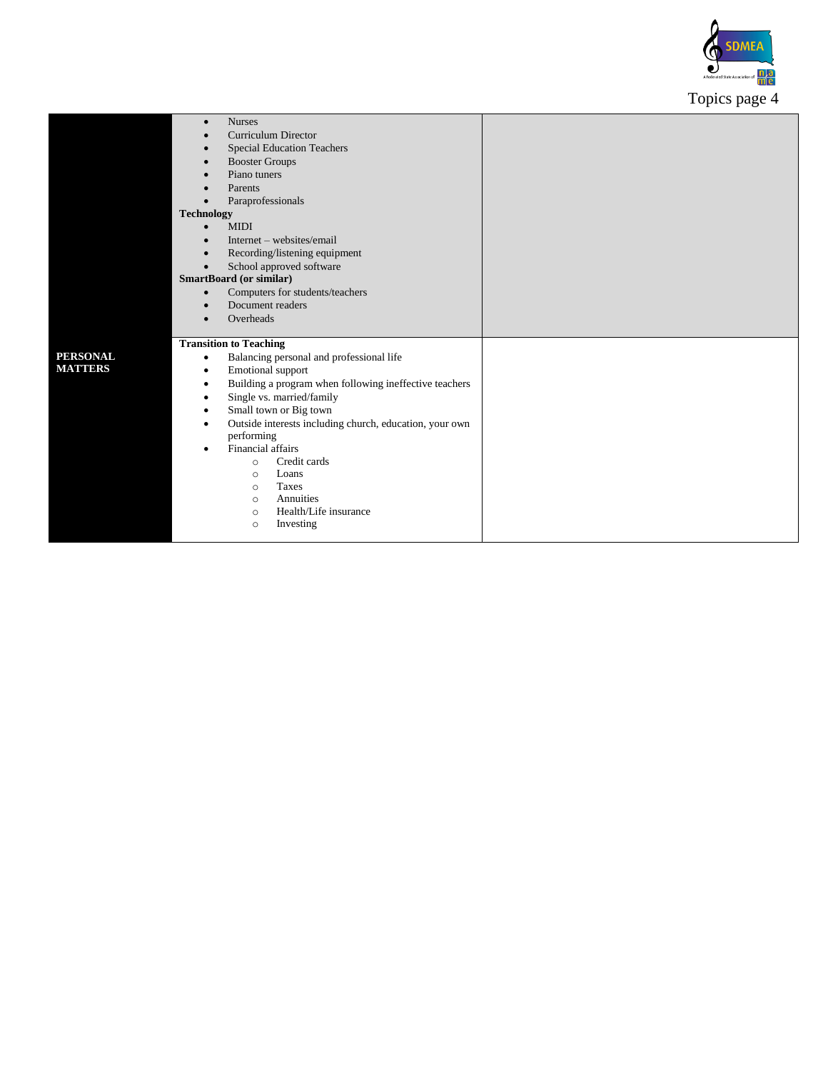| | | |
|---|---|---|
| | • Nurses<br>• Curriculum Director<br>• Special Education Teachers<br>• Booster Groups<br>• Piano tuners<br>• Parents<br>• Paraprofessionals<br>**Technology**<br>• MIDI<br>• Internet – websites/email<br>• Recording/listening equipment<br>• School approved software<br>**SmartBoard (or similar)**<br>• Computers for students/teachers<br>• Document readers<br>• Overheads | |
| **PERSONAL MATTERS** | **Transition to Teaching**<br>• Balancing personal and professional life<br>• Emotional support<br>• Building a program when following ineffective teachers<br>• Single vs. married/family<br>• Small town or Big town<br>• Outside interests including church, education, your own performing<br>• Financial affairs<br>&nbsp;&nbsp;&nbsp;&nbsp;○ Credit cards<br>&nbsp;&nbsp;&nbsp;&nbsp;○ Loans<br>&nbsp;&nbsp;&nbsp;&nbsp;○ Taxes<br>&nbsp;&nbsp;&nbsp;&nbsp;○ Annuities<br>&nbsp;&nbsp;&nbsp;&nbsp;○ Health/Life insurance<br>&nbsp;&nbsp;&nbsp;&nbsp;○ Investing | |